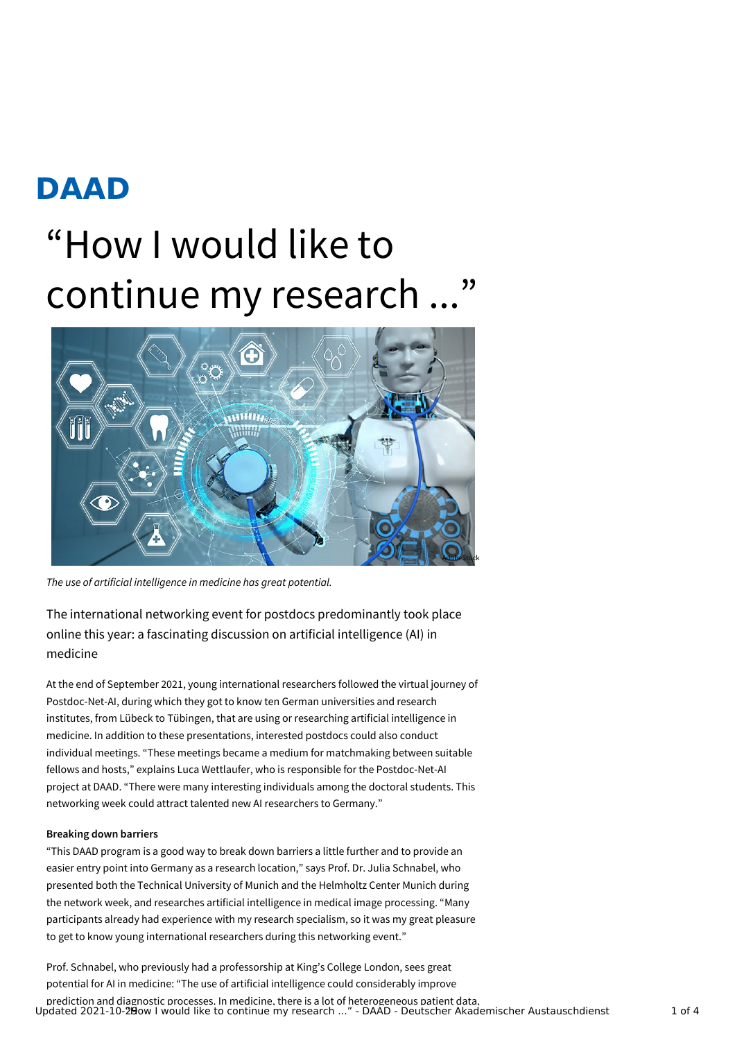# DAAD

# “How I would like to continue my research ...”

*The use of artificial intelligence in medicine has great potential.*

The international networking event for postdocs predominantly took place online this year: a fascinating discussion on artificial intelligence (AI) in medicine

At the end of September 2021, young international researchers followed the virtual journey of Postdoc-Net-AI, during which they got to know ten German universities and research institutes, from Lübeck to Tübingen, that are using or researching artificial intelligence in medicine. In addition to these presentations, interested postdocs could also conduct individual meetings. “These meetings became a medium for matchmaking between suitable fellows and hosts,” explains Luca Wettlaufer, who is responsible for the Postdoc-Net-AI project at DAAD. “There were many interesting individuals among the doctoral students. This networking week could attract talented new AI researchers to Germany.”

**Breaking down barriers**

“This DAAD program is a good way to break down barriers a little further and to provide an easier entry point into Germany as a research location,” says Prof. Dr. Julia Schnabel, who presented both the Technical University of Munich and the Helmholtz Center Munich during the network week, and researches artificial intelligence in medical image processing. “Many participants already had experience with my research specialism, so it was my great pleasure to get to know young international researchers during this networking event.”

Prof. Schnabel, who previously had a professorship at King’s College London, sees great potential for AI in medicine: “The use of artificial intelligence could considerably improve prediction and diagnostic processes. In medicine, there is a lot of heterogeneous patient data,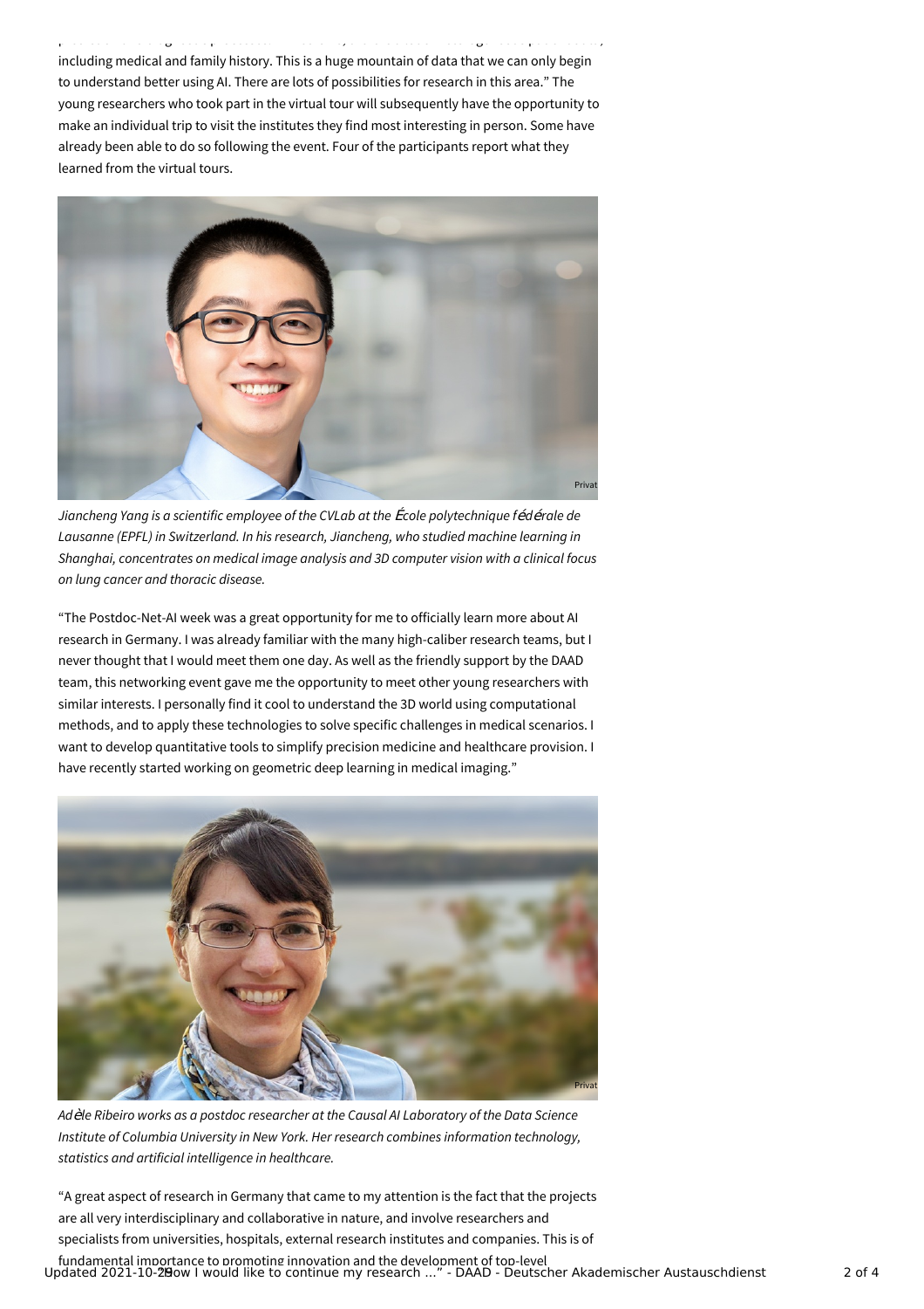including medical and family history. This is a huge mountain of data that we can only begin to understand better using AI. There are lots of possibilities for research in this area." The young researchers who took part in the virtual tour will subsequently have the opportunity to make an individual trip to visit the institutes they find most interesting in person. Some have already been able to do so following the event. Four of the participants report what they learned from the virtual tours.

Privat

*Jiancheng Yang is a scientific employee of the CVLab at the École polytechnique fédérale de Lausanne (EPFL) in Switzerland. In his research, Jiancheng, who studied machine learning in Shanghai, concentrates on medical image analysis and 3D computer vision with a clinical focus on lung cancer and thoracic disease.*

"The Postdoc-Net-AI week was a great opportunity for me to officially learn more about AI research in Germany. I was already familiar with the many high-caliber research teams, but I never thought that I would meet them one day. As well as the friendly support by the DAAD team, this networking event gave me the opportunity to meet other young researchers with similar interests. I personally find it cool to understand the 3D world using computational methods, and to apply these technologies to solve specific challenges in medical scenarios. I want to develop quantitative tools to simplify precision medicine and healthcare provision. I have recently started working on geometric deep learning in medical imaging."

Privat

*Adèle Ribeiro works as a postdoc researcher at the Causal AI Laboratory of the Data Science Institute of Columbia University in New York. Her research combines information technology, statistics and artificial intelligence in healthcare.*

"A great aspect of research in Germany that came to my attention is the fact that the projects are all very interdisciplinary and collaborative in nature, and involve researchers and specialists from universities, hospitals, external research institutes and companies. This is of fundamental importance to promoting innovation and the development of top-level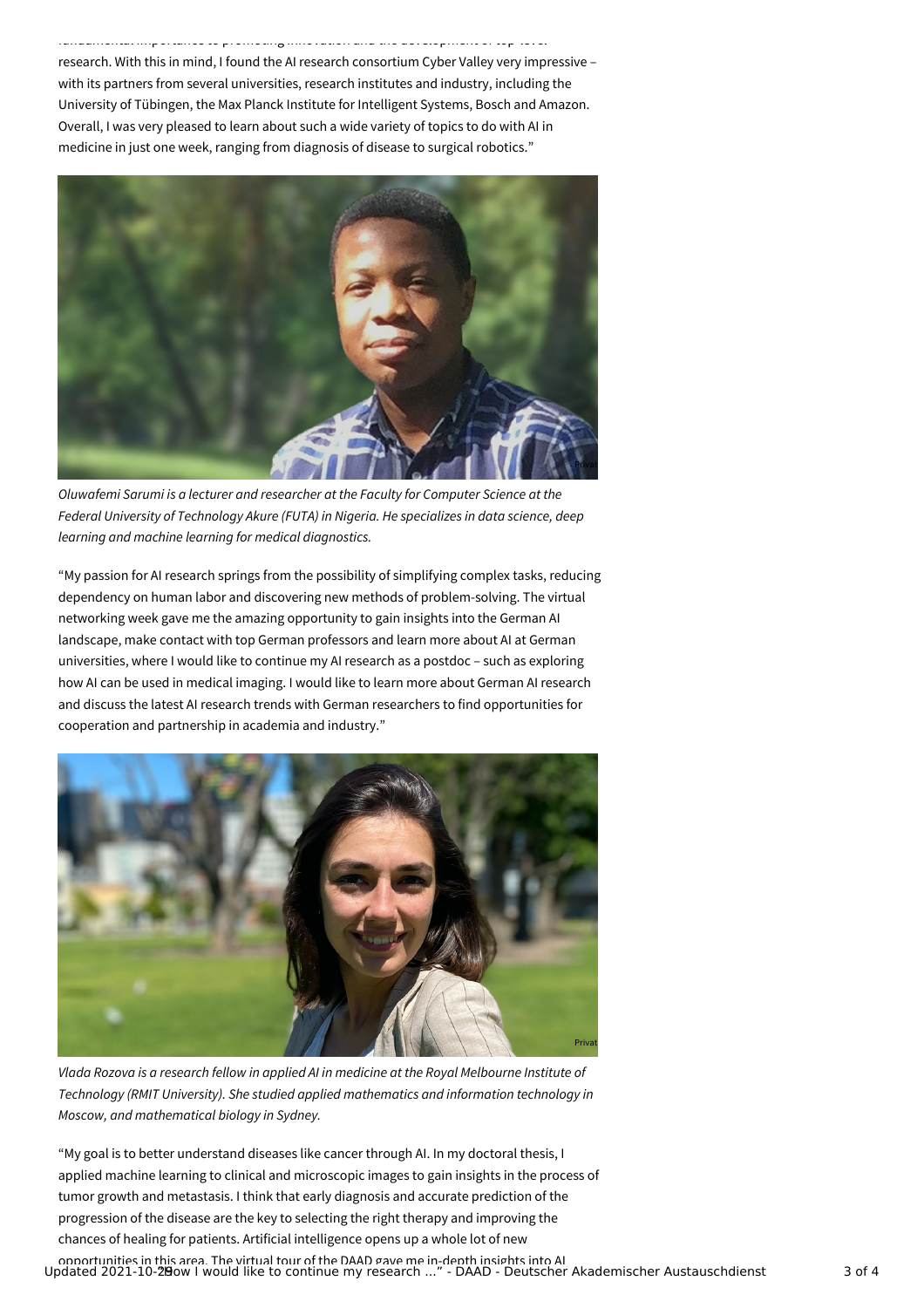fundamental importance to promoting innovation and the development of top-level research. With this in mind, I found the AI research consortium Cyber Valley very impressive – with its partners from several universities, research institutes and industry, including the University of Tübingen, the Max Planck Institute for Intelligent Systems, Bosch and Amazon. Overall, I was very pleased to learn about such a wide variety of topics to do with AI in medicine in just one week, ranging from diagnosis of disease to surgical robotics."

Privat

*Oluwafemi Sarumi is a lecturer and researcher at the Faculty for Computer Science at the Federal University of Technology Akure (FUTA) in Nigeria. He specializes in data science, deep learning and machine learning for medical diagnostics.*

"My passion for AI research springs from the possibility of simplifying complex tasks, reducing dependency on human labor and discovering new methods of problem-solving. The virtual networking week gave me the amazing opportunity to gain insights into the German AI landscape, make contact with top German professors and learn more about AI at German universities, where I would like to continue my AI research as a postdoc – such as exploring how AI can be used in medical imaging. I would like to learn more about German AI research and discuss the latest AI research trends with German researchers to find opportunities for cooperation and partnership in academia and industry."

Privat

*Vlada Rozova is a research fellow in applied AI in medicine at the Royal Melbourne Institute of Technology (RMIT University). She studied applied mathematics and information technology in Moscow, and mathematical biology in Sydney.*

"My goal is to better understand diseases like cancer through AI. In my doctoral thesis, I applied machine learning to clinical and microscopic images to gain insights in the process of tumor growth and metastasis. I think that early diagnosis and accurate prediction of the progression of the disease are the key to selecting the right therapy and improving the chances of healing for patients. Artificial intelligence opens up a whole lot of new opportunities in this area. The virtual tour of the DAAD gave me in-depth insights into AI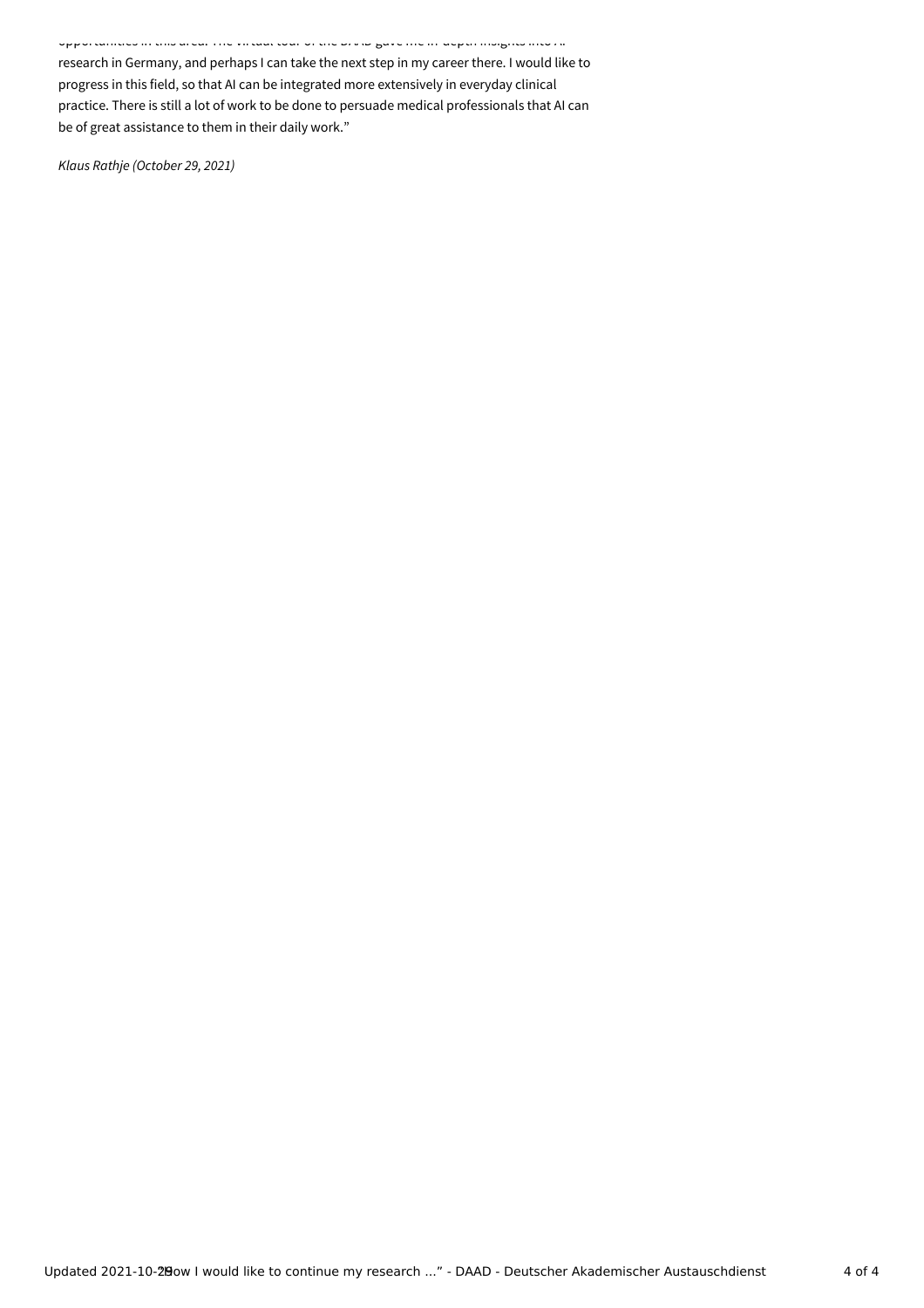opportunities in this area. The virtual tour of the DAAD gave me in-depth insights into AI research in Germany, and perhaps I can take the next step in my career there. I would like to progress in this field, so that AI can be integrated more extensively in everyday clinical practice. There is still a lot of work to be done to persuade medical professionals that AI can be of great assistance to them in their daily work."

*Klaus Rathje (October 29, 2021)*